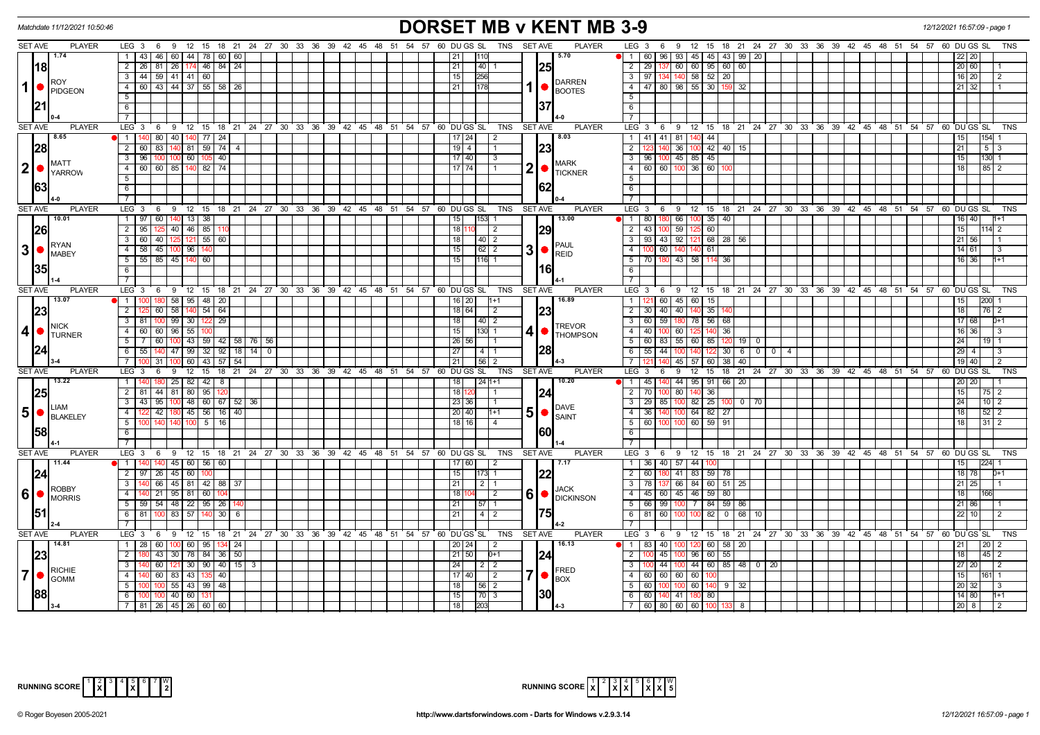Matchdate 11/12/2021 10:50:46

# DORSET MB v KENT MB 3-9

12/12/2021 16:57:09 - page 1

## Set 1

| SET AVE | PLAYER | LEG | Scores | DU | GS | SL | TNS |
|---|---|---|---|---|---|---|---|
| 1.74 / 18 / 21 | ROY PIDGEON (0-4) | 1 | 43 46 60 44 78 60 60 | 21 | | 110 | |
| | | 2 | 26 81 26 174 46 84 24 | 21 | | 40 | 1 |
| | | 3 | 44 59 41 41 60 | 15 | | 256 | |
| | | 4 | 60 43 44 37 55 58 26 | 21 | | 178 | |

| SET AVE | PLAYER | LEG | Scores | DU | GS | SL | TNS |
|---|---|---|---|---|---|---|---|
| 5.70 / 25 / 37 | DARREN BOOTES (4-0) | 1 | 60 96 93 45 45 43 99 20 | 22 | 20 | | |
| | | 2 | 29 137 60 60 95 60 60 | 20 | 60 | | 1 |
| | | 3 | 97 134 140 58 52 20 | 16 | 20 | | 2 |
| | | 4 | 47 80 98 55 30 159 32 | 21 | 32 | | 1 |

## Set 2

| SET AVE | PLAYER | LEG | Scores | DU | GS | SL | TNS |
|---|---|---|---|---|---|---|---|
| 8.65 / 28 / 63 | MATT YARROW (4-0) | 1 | 140 80 40 140 77 24 | 17 | 24 | | 2 |
| | | 2 | 60 83 140 81 59 74 4 | 19 | 4 | | 1 |
| | | 3 | 96 100 100 60 105 40 | 17 | 40 | | 3 |
| | | 4 | 60 60 85 140 82 74 | 17 | 74 | | 1 |

| SET AVE | PLAYER | LEG | Scores | DU | GS | SL | TNS |
|---|---|---|---|---|---|---|---|
| 8.03 / 23 / 62 | MARK TICKNER (0-4) | 1 | 41 41 81 140 44 | 15 | | 154 | 1 |
| | | 2 | 123 140 36 100 42 40 15 | 21 | | 5 | 3 |
| | | 3 | 96 100 45 85 45 | 15 | | 130 | 1 |
| | | 4 | 60 60 100 36 60 100 | 18 | | 85 | 2 |

## Set 3

| SET AVE | PLAYER | LEG | Scores | DU | GS | SL | TNS |
|---|---|---|---|---|---|---|---|
| 10.01 / 26 / 35 | RYAN MABEY (1-4) | 1 | 97 60 140 13 38 | 15 | | 153 | 1 |
| | | 2 | 95 125 40 46 85 110 | 18 | 110 | | 2 |
| | | 3 | 60 40 125 121 55 60 | 18 | | 40 | 2 |
| | | 4 | 58 45 100 96 140 | 15 | | 62 | 2 |
| | | 5 | 55 85 45 140 60 | 15 | | 116 | 1 |

| SET AVE | PLAYER | LEG | Scores | DU | GS | SL | TNS |
|---|---|---|---|---|---|---|---|
| 13.00 / 29 / 16 | PAUL REID (4-1) | 1 | 80 180 66 100 35 40 | 16 | 40 | | 1+1 |
| | | 2 | 43 100 59 125 60 | 15 | | 114 | 2 |
| | | 3 | 93 43 92 121 68 28 56 | 21 | 56 | | 1 |
| | | 4 | 100 60 140 140 61 | 14 | 61 | | 3 |
| | | 5 | 70 180 43 58 114 36 | 16 | 36 | | 1+1 |

## Set 4

| SET AVE | PLAYER | LEG | Scores | DU | GS | SL | TNS |
|---|---|---|---|---|---|---|---|
| 13.07 / 23 / 24 | NICK TURNER (3-4) | 1 | 100 180 58 95 48 20 | 16 | 20 | | 1+1 |
| | | 2 | 125 60 58 140 54 64 | 18 | 64 | | 2 |
| | | 3 | 81 100 99 30 122 29 | 18 | | 40 | 2 |
| | | 4 | 60 60 96 55 100 | 15 | | 130 | 1 |
| | | 5 | 7 60 100 43 59 42 58 76 56 | 26 | 56 | | 1 |
| | | 6 | 55 140 47 99 32 92 18 14 0 | 27 | | 4 | 1 |
| | | 7 | 100 31 100 60 43 57 54 | 21 | | 56 | 2 |

| SET AVE | PLAYER | LEG | Scores | DU | GS | SL | TNS |
|---|---|---|---|---|---|---|---|
| 16.89 / 23 / 28 | TREVOR THOMPSON (4-3) | 1 | 121 60 45 60 15 | 15 | | 200 | 1 |
| | | 2 | 30 40 40 140 35 140 | 18 | | 76 | 2 |
| | | 3 | 60 59 180 78 56 68 | 17 | 68 | | 0+1 |
| | | 4 | 40 100 60 125 140 36 | 16 | 36 | | 3 |
| | | 5 | 60 83 55 60 85 120 19 0 | 24 | | 19 | 1 |
| | | 6 | 55 44 100 140 122 30 6 0 0 4 | 29 | 4 | | 3 |
| | | 7 | 121 140 45 57 60 38 40 | 19 | 40 | | 2 |

## Set 5

| SET AVE | PLAYER | LEG | Scores | DU | GS | SL | TNS |
|---|---|---|---|---|---|---|---|
| 13.22 / 25 / 58 | LIAM BLAKELEY (4-1) | 1 | 140 180 25 82 42 8 | 18 | | 24 | 1+1 |
| | | 2 | 81 44 81 80 95 120 | 18 | 120 | | 1 |
| | | 3 | 43 95 100 48 60 67 52 36 | 23 | 36 | | 1 |
| | | 4 | 122 42 180 45 56 16 40 | 20 | 40 | | 1+1 |
| | | 5 | 100 140 140 100 5 16 | 18 | 16 | | 4 |

| SET AVE | PLAYER | LEG | Scores | DU | GS | SL | TNS |
|---|---|---|---|---|---|---|---|
| 10.20 / 24 / 60 | DAVE SAINT (1-4) | 1 | 45 140 44 95 91 66 20 | 20 | 20 | | 1 |
| | | 2 | 70 100 80 140 36 | 15 | | 75 | 2 |
| | | 3 | 29 85 100 82 25 100 0 70 | 24 | | 10 | 2 |
| | | 4 | 36 140 100 64 82 27 | 18 | | 52 | 2 |
| | | 5 | 60 100 100 60 59 91 | 18 | | 31 | 2 |

## Set 6

| SET AVE | PLAYER | LEG | Scores | DU | GS | SL | TNS |
|---|---|---|---|---|---|---|---|
| 11.44 / 24 / 51 | ROBBY MORRIS (2-4) | 1 | 140 140 45 60 56 60 | 17 | 60 | | 2 |
| | | 2 | 97 26 45 60 100 | 15 | | 173 | 1 |
| | | 3 | 140 66 45 81 42 88 37 | 21 | | 2 | 1 |
| | | 4 | 140 21 95 81 60 104 | 18 | 104 | | 2 |
| | | 5 | 59 54 48 22 95 26 140 | 21 | | 57 | 1 |
| | | 6 | 81 100 83 57 140 30 6 | 21 | | 4 | 2 |

| SET AVE | PLAYER | LEG | Scores | DU | GS | SL | TNS |
|---|---|---|---|---|---|---|---|
| 7.17 / 22 / 75 | JACK DICKINSON (4-2) | 1 | 36 40 57 44 100 | 15 | | 224 | 1 |
| | | 2 | 60 180 41 83 59 78 | 18 | 78 | | 0+1 |
| | | 3 | 78 137 66 84 60 51 25 | 21 | 25 | | 1 |
| | | 4 | 45 60 45 46 59 80 | 18 | | 166 | |
| | | 5 | 66 99 100 7 84 59 86 | 21 | 86 | | 1 |
| | | 6 | 81 60 100 100 82 0 68 10 | 22 | 10 | | 2 |

## Set 7

| SET AVE | PLAYER | LEG | Scores | DU | GS | SL | TNS |
|---|---|---|---|---|---|---|---|
| 14.81 / 23 / 88 | RICHIE GOMM (3-4) | 1 | 28 60 100 60 95 134 24 | 20 | 24 | | 2 |
| | | 2 | 180 43 30 78 84 36 50 | 21 | 50 | | 0+1 |
| | | 3 | 140 60 121 30 90 40 15 3 | 24 | | 2 | 2 |
| | | 4 | 140 60 83 43 135 40 | 17 | 40 | | 2 |
| | | 5 | 100 100 55 43 99 48 | 18 | | 56 | 2 |
| | | 6 | 100 100 40 60 131 | 15 | | 70 | 3 |
| | | 7 | 81 26 45 26 60 60 | 18 | | 203 | |

| SET AVE | PLAYER | LEG | Scores | DU | GS | SL | TNS |
|---|---|---|---|---|---|---|---|
| 16.13 / 24 / 30 | FRED BOX (4-3) | 1 | 83 40 100 120 60 58 20 | 21 | | 20 | 2 |
| | | 2 | 100 45 100 96 60 55 | 18 | | 45 | 2 |
| | | 3 | 100 44 100 44 60 85 48 0 20 | 27 | 20 | | 2 |
| | | 4 | 60 60 60 60 100 | 15 | | 161 | 1 |
| | | 5 | 60 100 100 60 140 9 32 | 20 | 32 | | 3 |
| | | 6 | 60 140 41 180 80 | 14 | 80 | | 1+1 |
| | | 7 | 60 80 60 60 100 133 8 | 20 | 8 | | 2 |

RUNNING SCORE (DORSET MB): Sets 2, 5 won — W: 2

RUNNING SCORE (KENT MB): Sets 1, 3, 4, 6, 7 won — W: 5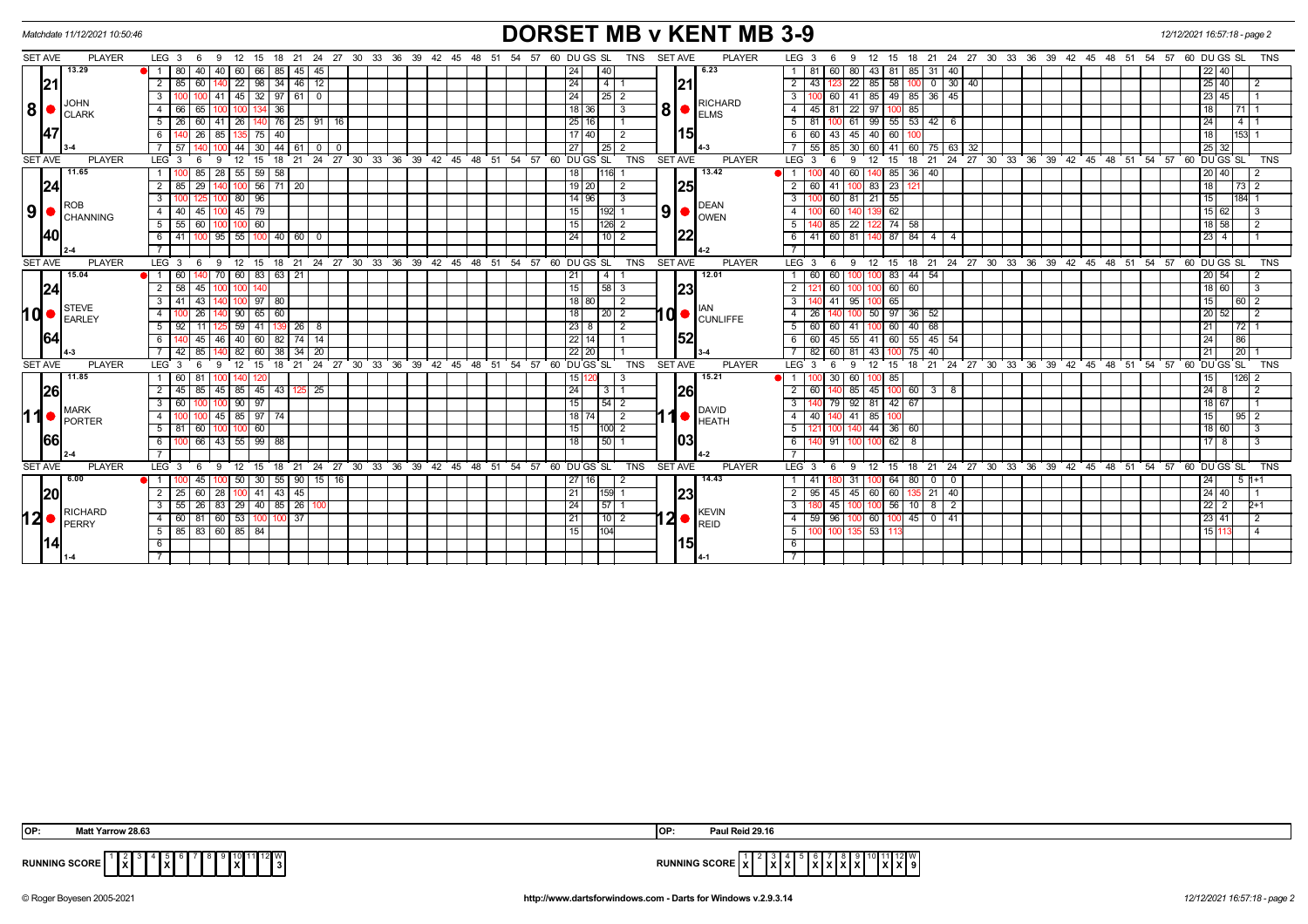Matchdate 11/12/2021 10:50:46

# DORSET MB v KENT MB 3-9

12/12/2021 16:57:18 - page 2

| SET AVE | PLAYER | LEG | 3 | 6 | 9 | 12 | 15 | 18 | 21 | 24 | 27 | DU | GS | SL | TNS | SET AVE | PLAYER | LEG | 3 | 6 | 9 | 12 | 15 | 18 | 21 | 24 | 27 | DU | GS | SL | TNS |
|---|---|---|---|---|---|---|---|---|---|---|---|---|---|---|---|---|---|---|---|---|---|---|---|---|---|---|---|---|---|---|---|
| 13.29 | 8 JOHN CLARK | 1 | 80 | 40 | 40 | 60 | 66 | 85 | 45 | 45 | | 24 | | 40 | | 6.23 | 8 RICHARD ELMS | 1 | 81 | 60 | 80 | 43 | 81 | 85 | 31 | 40 | | 22 | 40 | | |
| 21 | | 2 | 85 | 60 | 140 | 22 | 98 | 34 | 46 | 12 | | 24 | | 4 | 1 | 21 | | 2 | 43 | 123 | 22 | 85 | 58 | 100 | 0 | 30 | 40 | 25 | 40 | | 2 |
| | | 3 | 100 | 100 | 41 | 45 | 32 | 97 | 61 | 0 | | 24 | | 25 | 2 | | | 3 | 100 | 60 | 41 | 85 | 49 | 85 | 36 | 45 | | 23 | 45 | | 1 |
| | | 4 | 66 | 65 | 100 | 100 | 134 | 36 | | | | 18 | 36 | | 3 | | | 4 | 45 | 81 | 22 | 97 | 100 | 85 | | | | 18 | | 71 | 1 |
| 47 | | 5 | 26 | 60 | 41 | 26 | 140 | 76 | 25 | 91 | 16 | 25 | 16 | | 1 | 15 | | 5 | 81 | 100 | 61 | 99 | 55 | 53 | 42 | 6 | | 24 | | 4 | 1 |
| | | 6 | 140 | 26 | 85 | 135 | 75 | 40 | | | | 17 | 40 | | 2 | | | 6 | 60 | 43 | 45 | 40 | 60 | 100 | | | | 18 | | 153 | 1 |
| 3-4 | | 7 | 57 | 140 | 100 | 44 | 30 | 44 | 61 | 0 | 0 | 27 | | 25 | 2 | 4-3 | | 7 | 55 | 85 | 30 | 60 | 41 | 60 | 75 | 63 | 32 | 25 | 32 | | |
| 11.65 | 9 ROB CHANNING | 1 | 100 | 85 | 28 | 55 | 59 | 58 | | | | 18 | | 116 | 1 | 13.42 | 9 DEAN OWEN | 1 | 100 | 40 | 60 | 140 | 85 | 36 | 40 | | | 20 | 40 | | 2 |
| 24 | | 2 | 85 | 29 | 140 | 100 | 56 | 71 | 20 | | | 19 | 20 | | 2 | 25 | | 2 | 60 | 41 | 100 | 83 | 23 | 121 | | | | 18 | | 73 | 2 |
| | | 3 | 100 | 125 | 100 | 80 | 96 | | | | | 14 | 96 | | 3 | | | 3 | 100 | 60 | 81 | 21 | 55 | | | | | 15 | | 184 | 1 |
| | | 4 | 40 | 45 | 100 | 45 | 79 | | | | | 15 | | 192 | 1 | | | 4 | 100 | 60 | 140 | 139 | 62 | | | | | 15 | 62 | | 3 |
| 40 | | 5 | 55 | 60 | 100 | 100 | 60 | | | | | 15 | | 126 | 2 | 22 | | 5 | 140 | 85 | 22 | 122 | 74 | 58 | | | | 18 | 58 | | 2 |
| | | 6 | 41 | 100 | 95 | 55 | 100 | 40 | 60 | 0 | | 24 | | 10 | 2 | | | 6 | 41 | 60 | 81 | 140 | 87 | 84 | 4 | 4 | | 23 | 4 | | 1 |
| 2-4 | | 7 | | | | | | | | | | | | | | 4-2 | | 7 | | | | | | | | | | | | | |
| 15.04 | 10 STEVE EARLEY | 1 | 60 | 140 | 70 | 60 | 83 | 63 | 21 | | | 21 | | 4 | 1 | 12.01 | 10 IAN CUNLIFFE | 1 | 60 | 60 | 100 | 100 | 83 | 44 | 54 | | | 20 | 54 | | 2 |
| 24 | | 2 | 58 | 45 | 100 | 100 | 140 | | | | | 15 | | 58 | 3 | 23 | | 2 | 121 | 60 | 100 | 100 | 60 | 60 | | | | 18 | 60 | | 3 |
| | | 3 | 41 | 43 | 140 | 100 | 97 | 80 | | | | 18 | 80 | | 2 | | | 3 | 140 | 41 | 95 | 100 | 65 | | | | | 15 | | 60 | 2 |
| | | 4 | 100 | 26 | 140 | 90 | 65 | 60 | | | | 18 | | 20 | 2 | | | 4 | 26 | 140 | 100 | 50 | 97 | 36 | 52 | | | 20 | 52 | | 2 |
| 64 | | 5 | 92 | 11 | 125 | 59 | 41 | 139 | 26 | 8 | | 23 | 8 | | 2 | 52 | | 5 | 60 | 60 | 41 | 100 | 60 | 40 | 68 | | | 21 | | 72 | 1 |
| | | 6 | 140 | 45 | 46 | 40 | 60 | 82 | 74 | 14 | | 22 | 14 | | 1 | | | 6 | 60 | 45 | 55 | 41 | 60 | 55 | 45 | 54 | | 24 | | 86 | |
| 4-3 | | 7 | 42 | 85 | 140 | 82 | 60 | 38 | 34 | 20 | | 22 | 20 | | 1 | 3-4 | | 7 | 82 | 60 | 81 | 43 | 100 | 75 | 40 | | | 21 | | 20 | 1 |
| 11.85 | 11 MARK PORTER | 1 | 60 | 81 | 100 | 140 | 120 | | | | | 15 | 120 | | 3 | 15.21 | 11 DAVID HEATH | 1 | 100 | 30 | 60 | 100 | 85 | | | | | 15 | | 126 | 2 |
| 26 | | 2 | 45 | 85 | 45 | 85 | 45 | 43 | 125 | 25 | | 24 | | 3 | 1 | 26 | | 2 | 60 | 140 | 85 | 45 | 100 | 60 | 3 | 8 | | 24 | 8 | | 2 |
| | | 3 | 60 | 100 | 100 | 90 | 97 | | | | | 15 | | 54 | 2 | | | 3 | 140 | 79 | 92 | 81 | 42 | 67 | | | | 18 | 67 | | 1 |
| | | 4 | 100 | 100 | 45 | 85 | 97 | 74 | | | | 18 | 74 | | 2 | | | 4 | 40 | 140 | 41 | 85 | 100 | | | | | 15 | | 95 | 2 |
| 66 | | 5 | 81 | 60 | 100 | 100 | 60 | | | | | 15 | | 100 | 2 | 03 | | 5 | 121 | 100 | 140 | 44 | 36 | 60 | | | | 18 | 60 | | 3 |
| | | 6 | 100 | 66 | 43 | 55 | 99 | 88 | | | | 18 | | 50 | 1 | | | 6 | 140 | 91 | 100 | 100 | 62 | 8 | | | | 17 | 8 | | 3 |
| 2-4 | | 7 | | | | | | | | | | | | | | 4-2 | | 7 | | | | | | | | | | | | | |
| 6.00 | 12 RICHARD PERRY | 1 | 100 | 45 | 100 | 50 | 30 | 55 | 90 | 15 | 16 | 27 | 16 | | 2 | 14.43 | 12 KEVIN REID | 1 | 41 | 180 | 31 | 100 | 64 | 80 | 0 | 0 | | 24 | | 5 | 1+1 |
| 20 | | 2 | 25 | 60 | 28 | 100 | 41 | 43 | 45 | | | 21 | | 159 | 1 | 23 | | 2 | 95 | 45 | 45 | 60 | 60 | 135 | 21 | 40 | | 24 | 40 | | 1 |
| | | 3 | 55 | 26 | 83 | 29 | 40 | 85 | 26 | 100 | | 24 | | 57 | 1 | | | 3 | 180 | 45 | 100 | 100 | 56 | 10 | 8 | 2 | | 22 | 2 | | 2+1 |
| | | 4 | 60 | 81 | 60 | 53 | 100 | 100 | 37 | | | 21 | | 10 | 2 | | | 4 | 59 | 96 | 100 | 60 | 100 | 45 | 0 | 41 | | 23 | 41 | | 2 |
| 14 | | 5 | 85 | 83 | 60 | 85 | 84 | | | | | 15 | | 104 | | 15 | | 5 | 100 | 100 | 135 | 53 | 113 | | | | | 15 | 113 | | 4 |
| | | 6 | | | | | | | | | | | | | | | | 6 | | | | | | | | | | | | | |
| 1-4 | | 7 | | | | | | | | | | | | | | 4-1 | | 7 | | | | | | | | | | | | | |

OP: Matt Yarrow 28.63 | OP: Paul Reid 29.16

| RUNNING SCORE | 1 | 2 | 3 | 4 | 5 | 6 | 7 | 8 | 9 | 10 | 11 | 12 | W |
|---|---|---|---|---|---|---|---|---|---|---|---|---|---|
| DORSET | | X | | | X | | | | | X | | | 3 |
| KENT | X | | X | X | | X | X | X | X | | X | X | 9 |

© Roger Boyesen 2005-2021 http://www.dartsforwindows.com - Darts for Windows v.2.9.3.14 12/12/2021 16:57:18 - page 2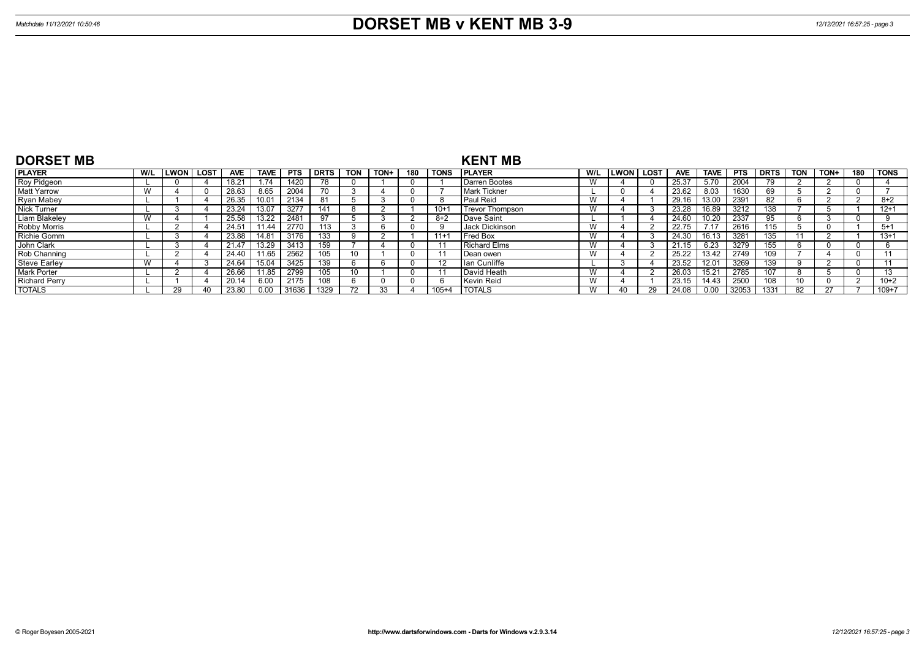# DORSET MB v KENT MB 3-9

## DORSET MB

| PLAYER | W/L | LWON | LOST | AVE | TAVE | PTS | DRTS | TON | TON+ | 180 | TONS |
|---|---|---|---|---|---|---|---|---|---|---|---|
| Roy Pidgeon | L | 0 | 4 | 18.21 | 1.74 | 1420 | 78 | 0 | 1 | 0 | 1 |
| Matt Yarrow | W | 4 | 0 | 28.63 | 8.65 | 2004 | 70 | 3 | 4 | 0 | 7 |
| Ryan Mabey | L | 1 | 4 | 26.35 | 10.01 | 2134 | 81 | 5 | 3 | 0 | 8 |
| Nick Turner | L | 3 | 4 | 23.24 | 13.07 | 3277 | 141 | 8 | 2 | 1 | 10+1 |
| Liam Blakeley | W | 4 | 1 | 25.58 | 13.22 | 2481 | 97 | 5 | 3 | 2 | 8+2 |
| Robby Morris | L | 2 | 4 | 24.51 | 11.44 | 2770 | 113 | 3 | 6 | 0 | 9 |
| Richie Gomm | L | 3 | 4 | 23.88 | 14.81 | 3176 | 133 | 9 | 2 | 1 | 11+1 |
| John Clark | L | 3 | 4 | 21.47 | 13.29 | 3413 | 159 | 7 | 4 | 0 | 11 |
| Rob Channing | L | 2 | 4 | 24.40 | 11.65 | 2562 | 105 | 10 | 1 | 0 | 11 |
| Steve Earley | W | 4 | 3 | 24.64 | 15.04 | 3425 | 139 | 6 | 6 | 0 | 12 |
| Mark Porter | L | 2 | 4 | 26.66 | 11.85 | 2799 | 105 | 10 | 1 | 0 | 11 |
| Richard Perry | L | 1 | 4 | 20.14 | 6.00 | 2175 | 108 | 6 | 0 | 0 | 6 |
| TOTALS | L | 29 | 40 | 23.80 | 0.00 | 31636 | 1329 | 72 | 33 | 4 | 105+4 |

## KENT MB

| PLAYER | W/L | LWON | LOST | AVE | TAVE | PTS | DRTS | TON | TON+ | 180 | TONS |
|---|---|---|---|---|---|---|---|---|---|---|---|
| Darren Bootes | W | 4 | 0 | 25.37 | 5.70 | 2004 | 79 | 2 | 2 | 0 | 4 |
| Mark Tickner | L | 0 | 4 | 23.62 | 8.03 | 1630 | 69 | 5 | 2 | 0 | 7 |
| Paul Reid | W | 4 | 1 | 29.16 | 13.00 | 2391 | 82 | 6 | 2 | 2 | 8+2 |
| Trevor Thompson | W | 4 | 3 | 23.28 | 16.89 | 3212 | 138 | 7 | 5 | 1 | 12+1 |
| Dave Saint | L | 1 | 4 | 24.60 | 10.20 | 2337 | 95 | 6 | 3 | 0 | 9 |
| Jack Dickinson | W | 4 | 2 | 22.75 | 7.17 | 2616 | 115 | 5 | 0 | 1 | 5+1 |
| Fred Box | W | 4 | 3 | 24.30 | 16.13 | 3281 | 135 | 11 | 2 | 1 | 13+1 |
| Richard Elms | W | 4 | 3 | 21.15 | 6.23 | 3279 | 155 | 6 | 0 | 0 | 6 |
| Dean owen | W | 4 | 2 | 25.22 | 13.42 | 2749 | 109 | 7 | 4 | 0 | 11 |
| Ian Cunliffe | L | 3 | 4 | 23.52 | 12.01 | 3269 | 139 | 9 | 2 | 0 | 11 |
| David Heath | W | 4 | 2 | 26.03 | 15.21 | 2785 | 107 | 8 | 5 | 0 | 13 |
| Kevin Reid | W | 4 | 1 | 23.15 | 14.43 | 2500 | 108 | 10 | 0 | 2 | 10+2 |
| TOTALS | W | 40 | 29 | 24.08 | 0.00 | 32053 | 1331 | 82 | 27 | 7 | 109+7 |